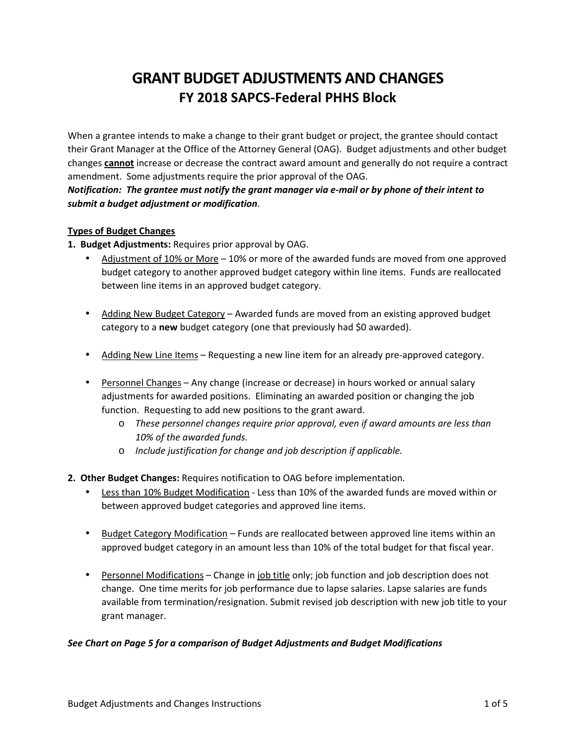# GRANT BUDGET ADJUSTMENTS AND CHANGES

## FY 2018 SAPCS-Federal PHHS Block

When a grantee intends to make a change to their grant budget or project, the grantee should contact their Grant Manager at the Office of the Attorney General (OAG). Budget adjustments and other budget changes **cannot** increase or decrease the contract award amount and generally do not require a contract amendment. Some adjustments require the prior approval of the OAG.

***Notification: The grantee must notify the grant manager via e-mail or by phone of their intent to submit a budget adjustment or modification.***

**Types of Budget Changes**

1. **Budget Adjustments:** Requires prior approval by OAG.
   - Adjustment of 10% or More – 10% or more of the awarded funds are moved from one approved budget category to another approved budget category within line items. Funds are reallocated between line items in an approved budget category.
   - Adding New Budget Category – Awarded funds are moved from an existing approved budget category to a **new** budget category (one that previously had $0 awarded).
   - Adding New Line Items – Requesting a new line item for an already pre-approved category.
   - Personnel Changes – Any change (increase or decrease) in hours worked or annual salary adjustments for awarded positions. Eliminating an awarded position or changing the job function. Requesting to add new positions to the grant award.
     - *These personnel changes require prior approval, even if award amounts are less than 10% of the awarded funds.*
     - *Include justification for change and job description if applicable.*

2. **Other Budget Changes:** Requires notification to OAG before implementation.
   - Less than 10% Budget Modification - Less than 10% of the awarded funds are moved within or between approved budget categories and approved line items.
   - Budget Category Modification – Funds are reallocated between approved line items within an approved budget category in an amount less than 10% of the total budget for that fiscal year.
   - Personnel Modifications – Change in job title only; job function and job description does not change. One time merits for job performance due to lapse salaries. Lapse salaries are funds available from termination/resignation. Submit revised job description with new job title to your grant manager.

***See Chart on Page 5 for a comparison of Budget Adjustments and Budget Modifications***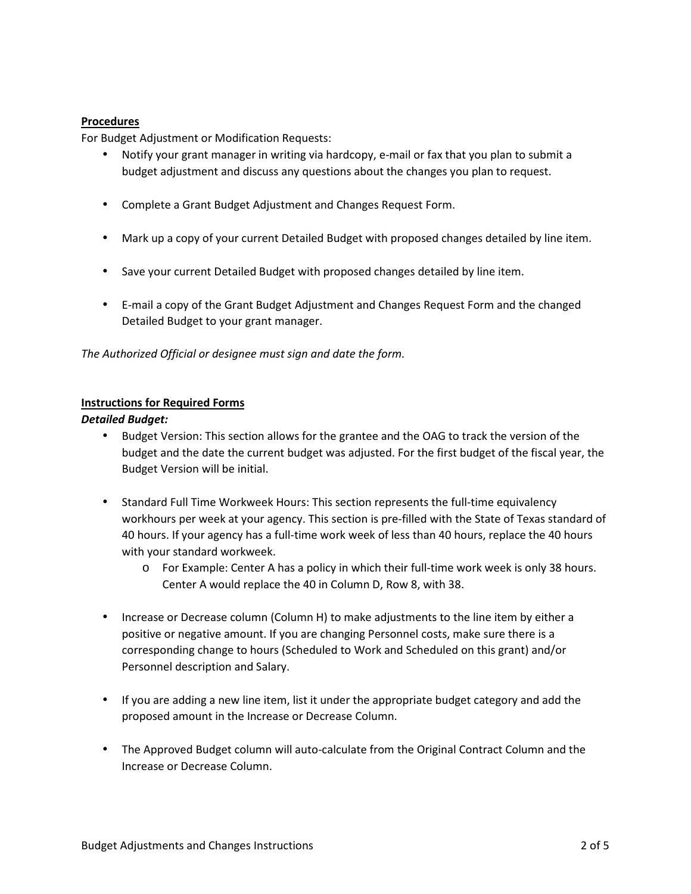**Procedures**

For Budget Adjustment or Modification Requests:

- Notify your grant manager in writing via hardcopy, e-mail or fax that you plan to submit a budget adjustment and discuss any questions about the changes you plan to request.

- Complete a Grant Budget Adjustment and Changes Request Form.

- Mark up a copy of your current Detailed Budget with proposed changes detailed by line item.

- Save your current Detailed Budget with proposed changes detailed by line item.

- E-mail a copy of the Grant Budget Adjustment and Changes Request Form and the changed Detailed Budget to your grant manager.

*The Authorized Official or designee must sign and date the form.*

**Instructions for Required Forms**

***Detailed Budget:***

- Budget Version: This section allows for the grantee and the OAG to track the version of the budget and the date the current budget was adjusted. For the first budget of the fiscal year, the Budget Version will be initial.

- Standard Full Time Workweek Hours: This section represents the full-time equivalency workhours per week at your agency. This section is pre-filled with the State of Texas standard of 40 hours. If your agency has a full-time work week of less than 40 hours, replace the 40 hours with your standard workweek.
    - For Example: Center A has a policy in which their full-time work week is only 38 hours. Center A would replace the 40 in Column D, Row 8, with 38.

- Increase or Decrease column (Column H) to make adjustments to the line item by either a positive or negative amount. If you are changing Personnel costs, make sure there is a corresponding change to hours (Scheduled to Work and Scheduled on this grant) and/or Personnel description and Salary.

- If you are adding a new line item, list it under the appropriate budget category and add the proposed amount in the Increase or Decrease Column.

- The Approved Budget column will auto-calculate from the Original Contract Column and the Increase or Decrease Column.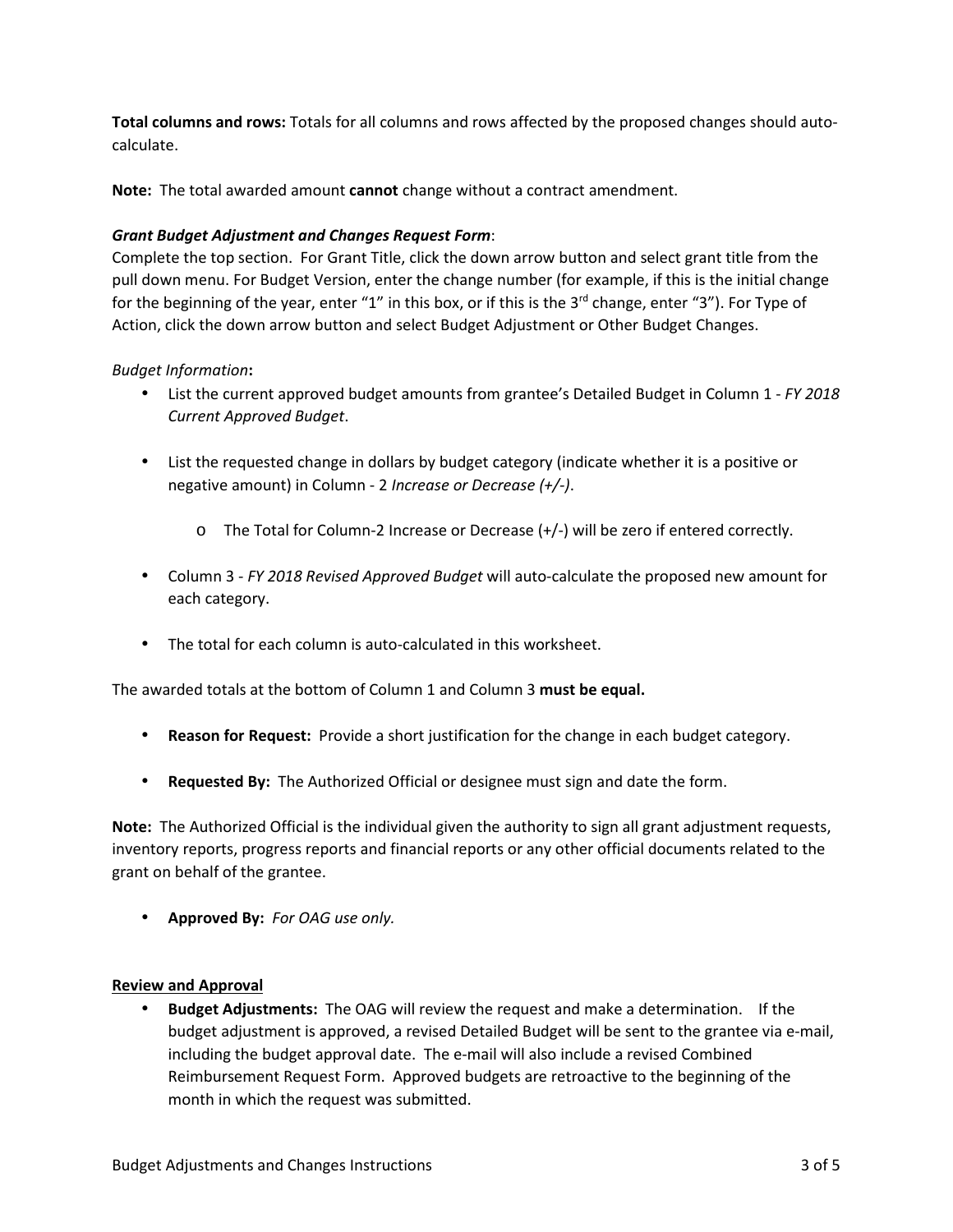**Total columns and rows:** Totals for all columns and rows affected by the proposed changes should auto-calculate.

**Note:** The total awarded amount **cannot** change without a contract amendment.

***Grant Budget Adjustment and Changes Request Form***:

Complete the top section. For Grant Title, click the down arrow button and select grant title from the pull down menu. For Budget Version, enter the change number (for example, if this is the initial change for the beginning of the year, enter "1" in this box, or if this is the 3rd change, enter "3"). For Type of Action, click the down arrow button and select Budget Adjustment or Other Budget Changes.

*Budget Information***:**

- List the current approved budget amounts from grantee's Detailed Budget in Column 1 - *FY 2018 Current Approved Budget*.
- List the requested change in dollars by budget category (indicate whether it is a positive or negative amount) in Column - 2 *Increase or Decrease (+/-)*.
  - The Total for Column-2 Increase or Decrease (+/-) will be zero if entered correctly.
- Column 3 - *FY 2018 Revised Approved Budget* will auto-calculate the proposed new amount for each category.
- The total for each column is auto-calculated in this worksheet.

The awarded totals at the bottom of Column 1 and Column 3 **must be equal.**

- **Reason for Request:** Provide a short justification for the change in each budget category.
- **Requested By:** The Authorized Official or designee must sign and date the form.

**Note:** The Authorized Official is the individual given the authority to sign all grant adjustment requests, inventory reports, progress reports and financial reports or any other official documents related to the grant on behalf of the grantee.

- **Approved By:** *For OAG use only.*

__Review and Approval__

- **Budget Adjustments:** The OAG will review the request and make a determination. If the budget adjustment is approved, a revised Detailed Budget will be sent to the grantee via e-mail, including the budget approval date. The e-mail will also include a revised Combined Reimbursement Request Form. Approved budgets are retroactive to the beginning of the month in which the request was submitted.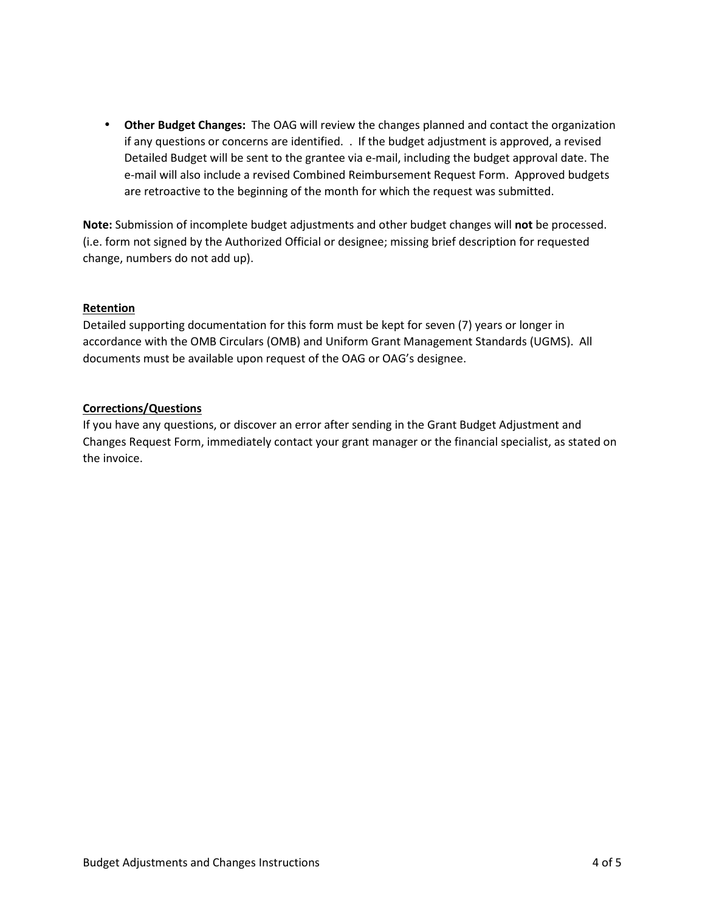- **Other Budget Changes:** The OAG will review the changes planned and contact the organization if any questions or concerns are identified. . If the budget adjustment is approved, a revised Detailed Budget will be sent to the grantee via e-mail, including the budget approval date. The e-mail will also include a revised Combined Reimbursement Request Form. Approved budgets are retroactive to the beginning of the month for which the request was submitted.

**Note:** Submission of incomplete budget adjustments and other budget changes will **not** be processed. (i.e. form not signed by the Authorized Official or designee; missing brief description for requested change, numbers do not add up).

**Retention**

Detailed supporting documentation for this form must be kept for seven (7) years or longer in accordance with the OMB Circulars (OMB) and Uniform Grant Management Standards (UGMS). All documents must be available upon request of the OAG or OAG's designee.

**Corrections/Questions**

If you have any questions, or discover an error after sending in the Grant Budget Adjustment and Changes Request Form, immediately contact your grant manager or the financial specialist, as stated on the invoice.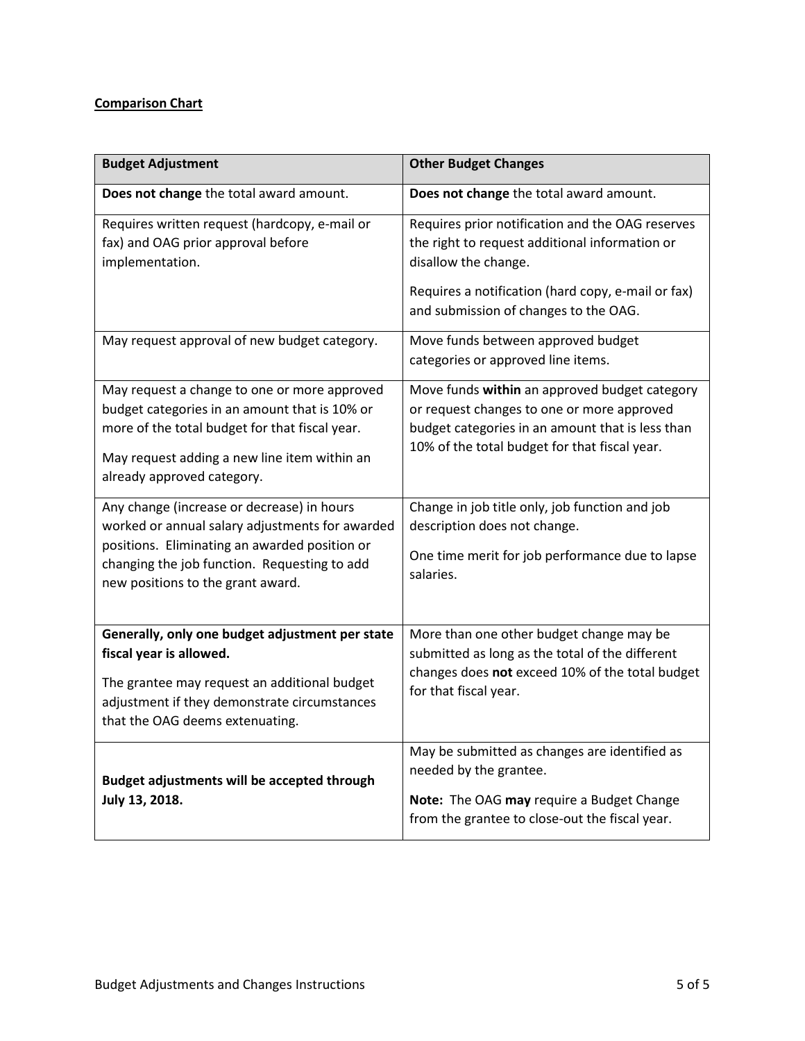**Comparison Chart**

| **Budget Adjustment** | **Other Budget Changes** |
| --- | --- |
| **Does not change** the total award amount. | **Does not change** the total award amount. |
| Requires written request (hardcopy, e-mail or fax) and OAG prior approval before implementation. | Requires prior notification and the OAG reserves the right to request additional information or disallow the change.<br><br>Requires a notification (hard copy, e-mail or fax) and submission of changes to the OAG. |
| May request approval of new budget category. | Move funds between approved budget categories or approved line items. |
| May request a change to one or more approved budget categories in an amount that is 10% or more of the total budget for that fiscal year.<br><br>May request adding a new line item within an already approved category. | Move funds **within** an approved budget category or request changes to one or more approved budget categories in an amount that is less than 10% of the total budget for that fiscal year. |
| Any change (increase or decrease) in hours worked or annual salary adjustments for awarded positions. Eliminating an awarded position or changing the job function. Requesting to add new positions to the grant award. | Change in job title only, job function and job description does not change.<br><br>One time merit for job performance due to lapse salaries. |
| **Generally, only one budget adjustment per state fiscal year is allowed.**<br><br>The grantee may request an additional budget adjustment if they demonstrate circumstances that the OAG deems extenuating. | More than one other budget change may be submitted as long as the total of the different changes does **not** exceed 10% of the total budget for that fiscal year. |
| **Budget adjustments will be accepted through July 13, 2018.** | May be submitted as changes are identified as needed by the grantee.<br><br>**Note:** The OAG **may** require a Budget Change from the grantee to close-out the fiscal year. |